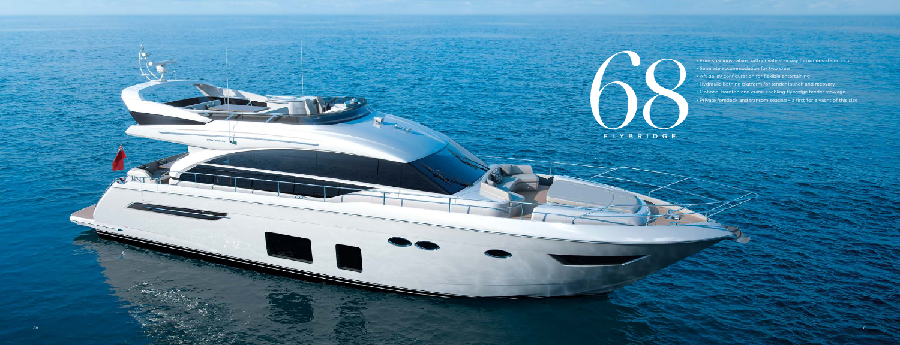# 68 FLYBRIDGE

- Four spacious cabins with private stairway to owner's stateroom
- Separate accommodation for two crew
- Aft galley configuration for flexible entertaining
- Hydraulic bathing platform for tender launch and recovery
- Optional hardtop and crane enabling flybridge tender stowage
- Private foredeck and transom seating – a first for a yacht of this size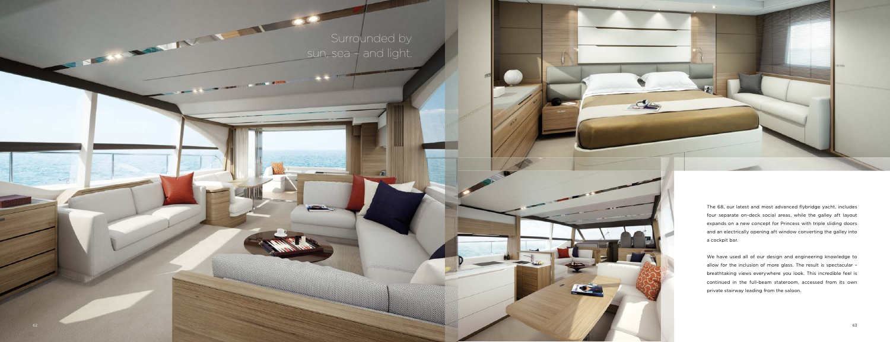Surrounded by sun, sea – and light.

The 68, our latest and most advanced flybridge yacht, includes four separate on-deck social areas, while the galley aft layout expands on a new concept for Princess with triple sliding doors and an electrically opening aft window converting the galley into a cockpit bar.

We have used all of our design and engineering knowledge to allow for the inclusion of more glass. The result is spectacular – breathtaking views everywhere you look. This incredible feel is continued in the full-beam stateroom, accessed from its own private stairway leading from the saloon.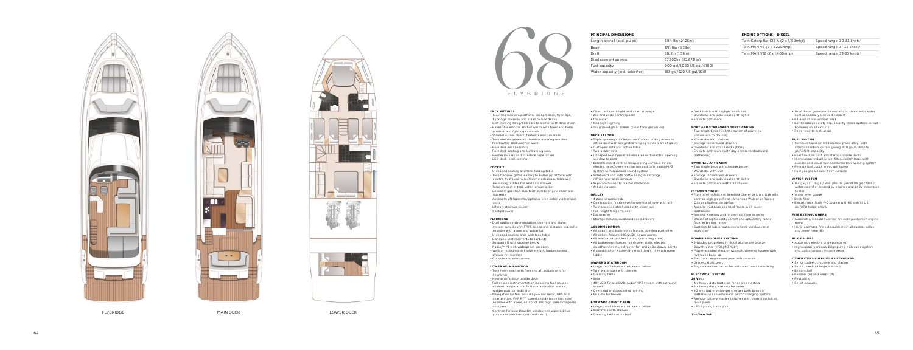FLYBRIDGE

MAIN DECK

LOWER DECK

# 68 FLYBRIDGE

## PRINCIPAL DIMENSIONS

| | |
|---|---|
| Length overall (excl. pulpit) | 69ft 9in (21.25m) |
| Beam | 17ft 8in (5.38m) |
| Draft | 5ft 2in (1.58m) |
| Displacement approx. | 37,500kg (82,673lbs) |
| Fuel capacity | 900 gal/1,080 US gal/4,100l |
| Water capacity (incl. calorifier) | 183 gal/220 US gal/836l |

## ENGINE OPTIONS – DIESEL

| | |
|---|---|
| Twin Caterpillar C18 A (2 x 1,150mhp) | Speed range: 30-32 knots[1] |
| Twin MAN V8 (2 x 1,200mhp) | Speed range: 31-33 knots[1] |
| Twin MAN V12 (2 x 1,400mhp) | Speed range: 33-35 knots[1] |

### DECK FITTINGS
- Teak-laid transom platform, cockpit deck, flybridge, flybridge stairway and stairs to side-decks
- Self-stowing 60kg/88lbs Delta anchor with 60m chain
- Reversible electric anchor winch with foredeck, helm position and flybridge controls
- Stainless-steel cleats, fairleads and handrails
- Twin electric-powered sternline mooring winches
- Freshwater deck/anchor wash
- Foredeck escape hatch
- Foredeck seating and sunbathing area
- Fender lockers and foredeck rope locker
- LED deck level lighting

### COCKPIT
- U-shaped seating and teak folding table
- Twin transom gates leading to bathing platform with electro-hydraulic raise/lower mechanism, foldaway swimming ladder, hot and cold shower
- Transom seat in teak with storage locker
- Lockable gas strut assisted hatch to engine room and lazarette
- Access to aft lazarette/optional crew cabin via transom door
- Liferaft stowage locker
- Cockpit cover

### FLYBRIDGE
- Dual station instrumentation, controls and alarm system including VHF/RT, speed and distance log, echo sounder with alarm and autopilot
- U-shaped seating area with teak table
- L-shaped seat (converts to sunbed)
- Sunpad aft with storage below
- Radio/MP3 with waterproof speakers
- Wetbar including sink with electric barbecue and drawer refrigerator
- Console and seat covers

### LOWER HELM POSITION
- Twin helm seats with fore and aft adjustment for helmsman
- Helmsman's door to side deck
- Full engine instrumentation including fuel gauges, exhaust temperature, fuel contamination alarms, rudder position indicator
- Navigation system including colour radar, GPS and chartplotter, VHF R/T, speed and distance log, echo sounder with alarm, autopilot and high speed magnetic compass
- Controls for bow thruster, windscreen wipers, bilge pump and trim tabs (with indicator)
- Chart table with light and chart stowage
- 24v and 240v control panel
- 12v outlet
- Red night lighting
- Toughened glass screen (clear for night vision)

### DECK SALOON
- Triple opening stainless-steel framed sliding doors to aft cockpit with integrated hinging window aft of galley
- U-shaped sofa and coffee table
- Two-seater sofa
- L-shaped seat opposite helm area with electric opening window to port
- Entertainment centre incorporating 46" LED TV on electric raise/lower mechanism and DVD, radio/MP3 system with surround sound system
- Sideboard unit with bottle and glass storage, refrigerator and icemaker
- Separate access to master stateroom
- Aft dining area

### GALLEY
- 4-zone ceramic hob
- Combination microwave/conventional oven with grill
- Twin stainless-steel sinks with mixer tap
- Full height fridge/freezer
- Dishwasher
- Storage lockers, cupboards and drawers

### ACCOMMODATION
- All cabins and bathrooms feature opening portholes
- All cabins feature 220/240v power points
- All mattresses pocket sprung (excluding crew)
- All bathrooms feature full shower stalls, electric quietflush toilets, extractor fan and 240v shaver points
- A combination washer/dryer is fitted in the stateroom lobby

### OWNER'S STATEROOM
- Large double bed with drawers below
- Twin wardrobes with shelves
- Dressing table
- Sofa
- 40" LED TV and DVD, radio/MP3 system with surround sound
- Overhead and concealed lighting
- En suite bathroom

### FORWARD GUEST CABIN
- Large double bed with drawers below
- Wardrobe with shelves
- Dressing table with stool
- Deck hatch with skylight and blind
- Overhead and individual berth lights
- En suite bathroom

### PORT AND STARBOARD GUEST CABINS
- Two single beds (with the option of powered conversion to double)
- Wardrobe with shelves
- Storage lockers and drawers
- Overhead and concealed lighting
- En suite bathroom (with day access to starboard bathroom)

### OPTIONAL AFT CABIN
- Two single beds with storage below
- Wardrobe with shelf
- Storage lockers and drawers
- Overhead and individual berth lights
- En suite bathroom with stall shower

### INTERIOR FINISH
- Furniture in choice of Serotina Cherry or Light Oak with satin or high gloss finish. American Walnut or Rovere Oak available as an option
- Avonite worktops and tiled floors in all guest bathrooms
- Avonite worktop and timber-laid floor in galley
- Choice of high quality carpet and upholstery fabric from extensive range
- Curtains, blinds or sunscreens to all windows and portholes

### POWER AND DRIVE SYSTEMS
- 5-bladed propellers in nickel aluminium bronze
- Bow thruster (170kgf/375lbf)
- Power-assisted electro-hydraulic steering system with hydraulic back-up
- Electronic engine and gear shift controls
- Dripless shaft seals
- Engine room extractor fan with electronic time delay

### ELECTRICAL SYSTEM
**24 Volt:**
- 4 x heavy duty batteries for engine starting
- 4 x heavy duty auxiliary batteries
- 60 amp battery charger charges both banks of batteries via an automatic switch charging system
- Remote battery master switches with control switch at main panel
- LED lighting throughout

**220/240 Volt:**
- 19kW diesel generator in own sound shield with water cooled specially silenced exhaust
- 63-amp shore support inlet
- Earth leakage safety trip, polarity check system, circuit breakers on all circuits
- Power points in all areas

### FUEL SYSTEM
- Twin fuel tanks (in NS8 marine grade alloy) with interconnection system giving 900 gal/1,080 US gal/4,100l capacity
- Fuel fillers on port and starboard side decks
- High capacity duplex fuel filters/water traps with audible and visual fuel contamination warning system
- Remote fuel cocks in cockpit locker
- Fuel gauges at lower helm console

### WATER SYSTEM
- 164 gal/221 US gal/ 836l plus 16 gal/19 US gal/73l hot water calorifier, heated by engines and 240v immersion heater
- Water level gauge
- Deck filler
- Electric quietflush WC system with 60 gal/72 US gal/272l holding tank

### FIRE EXTINGUISHERS
- Automatic/manual override fire extinguishers in engine room
- Hand-operated fire extinguishers in all cabins, galley and lower helm (4)

### BILGE PUMPS
- Automatic electric bilge pumps (6)
- High capacity manual bilge pump with valve system and suction points in same areas

### OTHER ITEMS SUPPLIED AS STANDARD
- Set of cutlery, crockery and glasses
- Set of towels (6 large, 8 small)
- Ensign staff
- Fenders (6) and warps (4)
- First aid kit
- Set of manuals